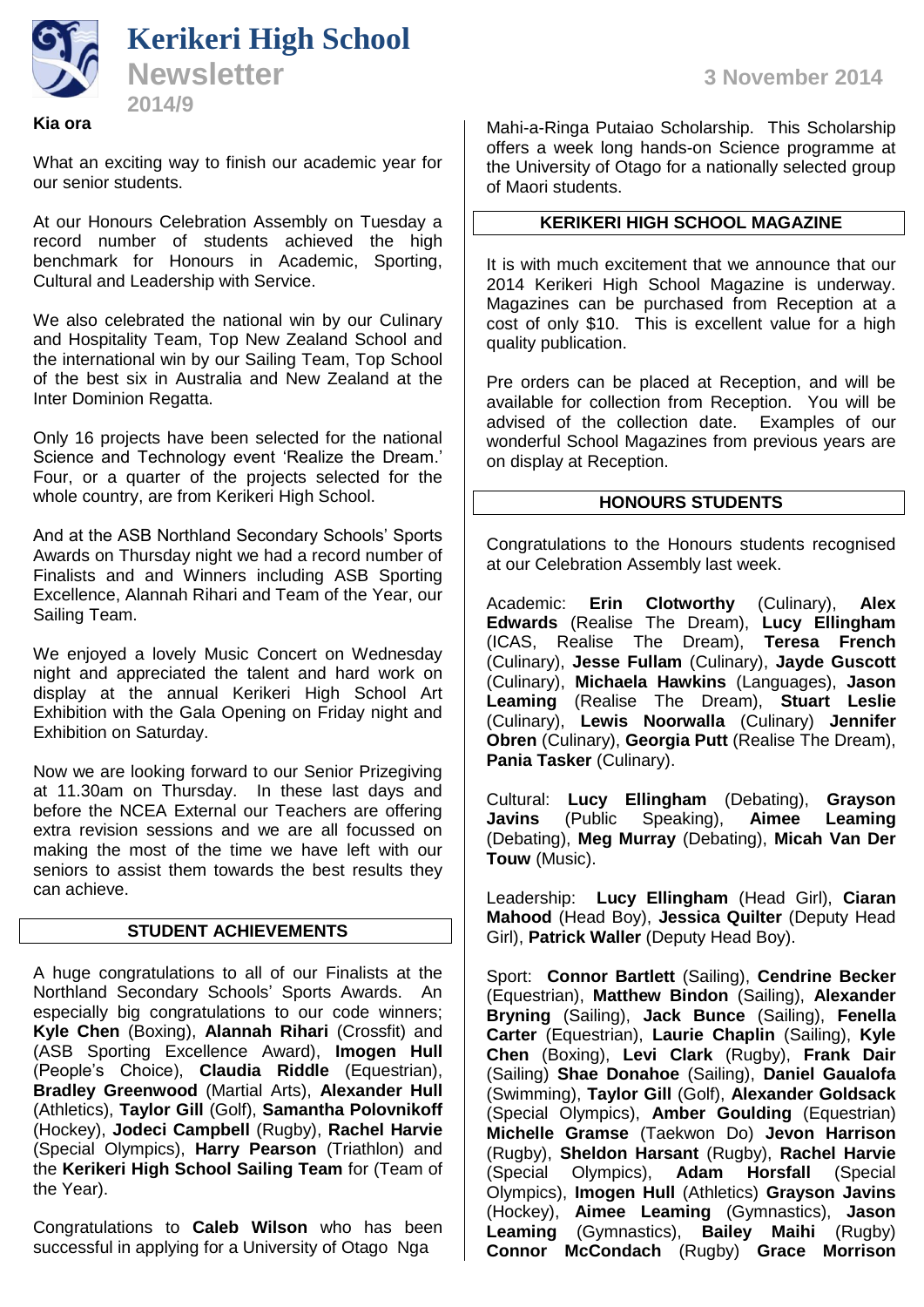# Kerikeri High School

## Newsletter

2014/9

3 November 2014

**Kia ora**

What an exciting way to finish our academic year for our senior students.

At our Honours Celebration Assembly on Tuesday a record number of students achieved the high benchmark for Honours in Academic, Sporting, Cultural and Leadership with Service.

We also celebrated the national win by our Culinary and Hospitality Team, Top New Zealand School and the international win by our Sailing Team, Top School of the best six in Australia and New Zealand at the Inter Dominion Regatta.

Only 16 projects have been selected for the national Science and Technology event 'Realize the Dream.' Four, or a quarter of the projects selected for the whole country, are from Kerikeri High School.

And at the ASB Northland Secondary Schools' Sports Awards on Thursday night we had a record number of Finalists and and Winners including ASB Sporting Excellence, Alannah Rihari and Team of the Year, our Sailing Team.

We enjoyed a lovely Music Concert on Wednesday night and appreciated the talent and hard work on display at the annual Kerikeri High School Art Exhibition with the Gala Opening on Friday night and Exhibition on Saturday.

Now we are looking forward to our Senior Prizegiving at 11.30am on Thursday. In these last days and before the NCEA External our Teachers are offering extra revision sessions and we are all focussed on making the most of the time we have left with our seniors to assist them towards the best results they can achieve.

### STUDENT ACHIEVEMENTS

A huge congratulations to all of our Finalists at the Northland Secondary Schools' Sports Awards. An especially big congratulations to our code winners; **Kyle Chen** (Boxing), **Alannah Rihari** (Crossfit) and (ASB Sporting Excellence Award), **Imogen Hull** (People's Choice), **Claudia Riddle** (Equestrian), **Bradley Greenwood** (Martial Arts), **Alexander Hull** (Athletics), **Taylor Gill** (Golf), **Samantha Polovnikoff** (Hockey), **Jodeci Campbell** (Rugby), **Rachel Harvie** (Special Olympics), **Harry Pearson** (Triathlon) and the **Kerikeri High School Sailing Team** for (Team of the Year).

Congratulations to **Caleb Wilson** who has been successful in applying for a University of Otago Nga Mahi-a-Ringa Putaiao Scholarship. This Scholarship offers a week long hands-on Science programme at the University of Otago for a nationally selected group of Maori students.

### KERIKERI HIGH SCHOOL MAGAZINE

It is with much excitement that we announce that our 2014 Kerikeri High School Magazine is underway. Magazines can be purchased from Reception at a cost of only $10. This is excellent value for a high quality publication.

Pre orders can be placed at Reception, and will be available for collection from Reception. You will be advised of the collection date. Examples of our wonderful School Magazines from previous years are on display at Reception.

### HONOURS STUDENTS

Congratulations to the Honours students recognised at our Celebration Assembly last week.

Academic: **Erin Clotworthy** (Culinary), **Alex Edwards** (Realise The Dream), **Lucy Ellingham** (ICAS, Realise The Dream), **Teresa French** (Culinary), **Jesse Fullam** (Culinary), **Jayde Guscott** (Culinary), **Michaela Hawkins** (Languages), **Jason Leaming** (Realise The Dream), **Stuart Leslie** (Culinary), **Lewis Noorwalla** (Culinary) **Jennifer Obren** (Culinary), **Georgia Putt** (Realise The Dream), **Pania Tasker** (Culinary).

Cultural: **Lucy Ellingham** (Debating), **Grayson Javins** (Public Speaking), **Aimee Leaming** (Debating), **Meg Murray** (Debating), **Micah Van Der Touw** (Music).

Leadership: **Lucy Ellingham** (Head Girl), **Ciaran Mahood** (Head Boy), **Jessica Quilter** (Deputy Head Girl), **Patrick Waller** (Deputy Head Boy).

Sport: **Connor Bartlett** (Sailing), **Cendrine Becker** (Equestrian), **Matthew Bindon** (Sailing), **Alexander Bryning** (Sailing), **Jack Bunce** (Sailing), **Fenella Carter** (Equestrian), **Laurie Chaplin** (Sailing), **Kyle Chen** (Boxing), **Levi Clark** (Rugby), **Frank Dair** (Sailing) **Shae Donahoe** (Sailing), **Daniel Gaualofa** (Swimming), **Taylor Gill** (Golf), **Alexander Goldsack** (Special Olympics), **Amber Goulding** (Equestrian) **Michelle Gramse** (Taekwon Do) **Jevon Harrison** (Rugby), **Sheldon Harsant** (Rugby), **Rachel Harvie** (Special Olympics), **Adam Horsfall** (Special Olympics), **Imogen Hull** (Athletics) **Grayson Javins** (Hockey), **Aimee Leaming** (Gymnastics), **Jason Leaming** (Gymnastics), **Bailey Maihi** (Rugby) **Connor McCondach** (Rugby) **Grace Morrison**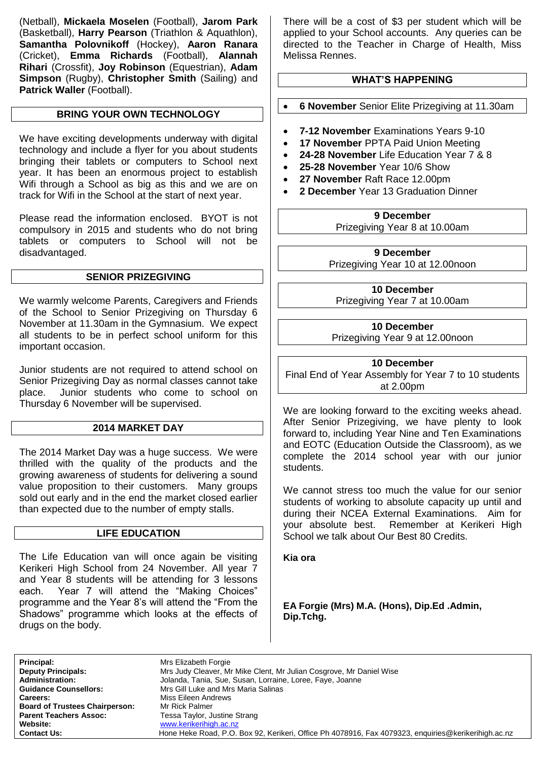(Netball), **Mickaela Moselen** (Football), **Jarom Park** (Basketball), **Harry Pearson** (Triathlon & Aquathlon), **Samantha Polovnikoff** (Hockey), **Aaron Ranara** (Cricket), **Emma Richards** (Football), **Alannah Rihari** (Crossfit), **Joy Robinson** (Equestrian), **Adam Simpson** (Rugby), **Christopher Smith** (Sailing) and **Patrick Waller** (Football).

## BRING YOUR OWN TECHNOLOGY

We have exciting developments underway with digital technology and include a flyer for you about students bringing their tablets or computers to School next year. It has been an enormous project to establish Wifi through a School as big as this and we are on track for Wifi in the School at the start of next year.

Please read the information enclosed. BYOT is not compulsory in 2015 and students who do not bring tablets or computers to School will not be disadvantaged.

## SENIOR PRIZEGIVING

We warmly welcome Parents, Caregivers and Friends of the School to Senior Prizegiving on Thursday 6 November at 11.30am in the Gymnasium. We expect all students to be in perfect school uniform for this important occasion.

Junior students are not required to attend school on Senior Prizegiving Day as normal classes cannot take place. Junior students who come to school on Thursday 6 November will be supervised.

## 2014 MARKET DAY

The 2014 Market Day was a huge success. We were thrilled with the quality of the products and the growing awareness of students for delivering a sound value proposition to their customers. Many groups sold out early and in the end the market closed earlier than expected due to the number of empty stalls.

## LIFE EDUCATION

The Life Education van will once again be visiting Kerikeri High School from 24 November. All year 7 and Year 8 students will be attending for 3 lessons each. Year 7 will attend the "Making Choices" programme and the Year 8's will attend the "From the Shadows" programme which looks at the effects of drugs on the body.

There will be a cost of $3 per student which will be applied to your School accounts. Any queries can be directed to the Teacher in Charge of Health, Miss Melissa Rennes.

## WHAT'S HAPPENING

- **6 November** Senior Elite Prizegiving at 11.30am
- **7-12 November** Examinations Years 9-10
- **17 November** PPTA Paid Union Meeting
- **24-28 November** Life Education Year 7 & 8
- **25-28 November** Year 10/6 Show
- **27 November** Raft Race 12.00pm
- **2 December** Year 13 Graduation Dinner

**9 December**
Prizegiving Year 8 at 10.00am

**9 December**
Prizegiving Year 10 at 12.00noon

**10 December**
Prizegiving Year 7 at 10.00am

**10 December**
Prizegiving Year 9 at 12.00noon

**10 December**
Final End of Year Assembly for Year 7 to 10 students at 2.00pm

We are looking forward to the exciting weeks ahead. After Senior Prizegiving, we have plenty to look forward to, including Year Nine and Ten Examinations and EOTC (Education Outside the Classroom), as we complete the 2014 school year with our junior students.

We cannot stress too much the value for our senior students of working to absolute capacity up until and during their NCEA External Examinations. Aim for your absolute best. Remember at Kerikeri High School we talk about Our Best 80 Credits.

**Kia ora**

**EA Forgie (Mrs) M.A. (Hons), Dip.Ed .Admin, Dip.Tchg.**

| | |
|---|---|
| **Principal:** | Mrs Elizabeth Forgie |
| **Deputy Principals:** | Mrs Judy Cleaver, Mr Mike Clent, Mr Julian Cosgrove, Mr Daniel Wise |
| **Administration:** | Jolanda, Tania, Sue, Susan, Lorraine, Loree, Faye, Joanne |
| **Guidance Counsellors:** | Mrs Gill Luke and Mrs Maria Salinas |
| **Careers:** | Miss Eileen Andrews |
| **Board of Trustees Chairperson:** | Mr Rick Palmer |
| **Parent Teachers Assoc:** | Tessa Taylor, Justine Strang |
| **Website:** | www.kerikerihigh.ac.nz |
| **Contact Us:** | Hone Heke Road, P.O. Box 92, Kerikeri, Office Ph 4078916, Fax 4079323, enquiries@kerikerihigh.ac.nz |